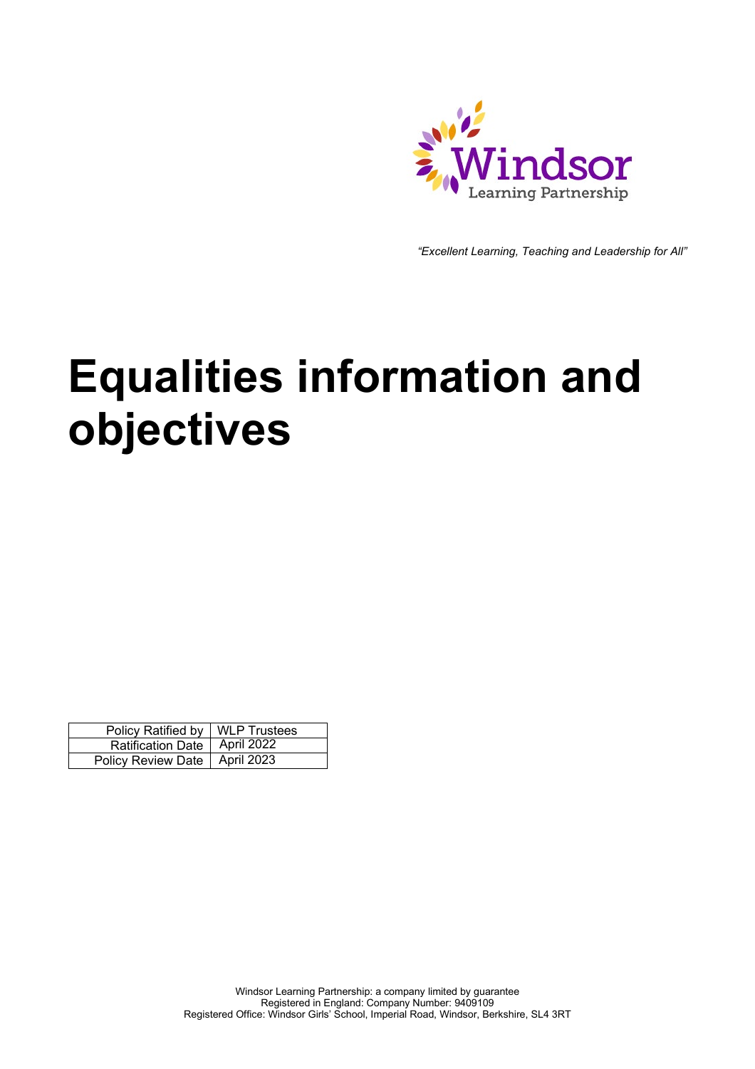Windsor Learning Partnership

*"Excellent Learning, Teaching and Leadership for All"*

# Equalities information and objectives

| Policy Ratified by | WLP Trustees |
|---|---|
| Ratification Date | April 2022 |
| Policy Review Date | April 2023 |

Windsor Learning Partnership: a company limited by guarantee
Registered in England: Company Number: 9409109
Registered Office: Windsor Girls' School, Imperial Road, Windsor, Berkshire, SL4 3RT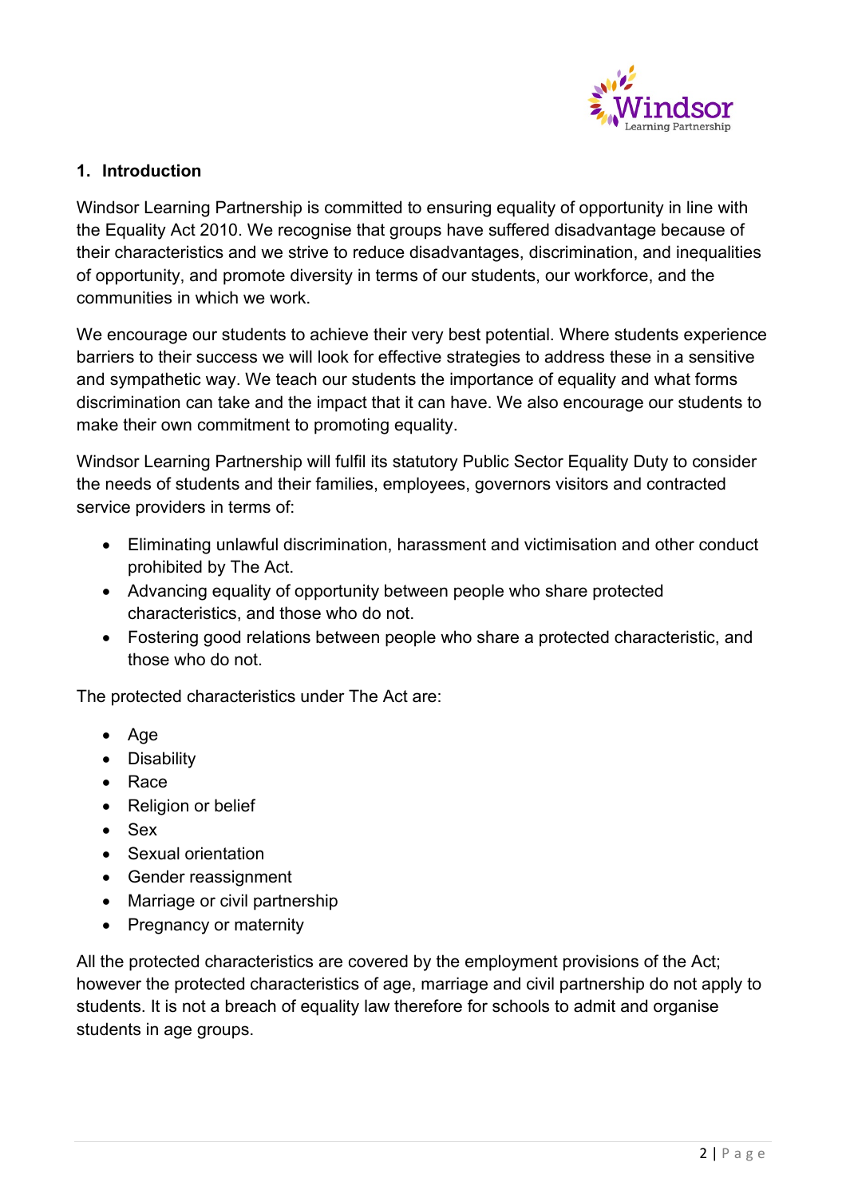## 1. Introduction

Windsor Learning Partnership is committed to ensuring equality of opportunity in line with the Equality Act 2010. We recognise that groups have suffered disadvantage because of their characteristics and we strive to reduce disadvantages, discrimination, and inequalities of opportunity, and promote diversity in terms of our students, our workforce, and the communities in which we work.

We encourage our students to achieve their very best potential. Where students experience barriers to their success we will look for effective strategies to address these in a sensitive and sympathetic way. We teach our students the importance of equality and what forms discrimination can take and the impact that it can have. We also encourage our students to make their own commitment to promoting equality.

Windsor Learning Partnership will fulfil its statutory Public Sector Equality Duty to consider the needs of students and their families, employees, governors visitors and contracted service providers in terms of:

- Eliminating unlawful discrimination, harassment and victimisation and other conduct prohibited by The Act.
- Advancing equality of opportunity between people who share protected characteristics, and those who do not.
- Fostering good relations between people who share a protected characteristic, and those who do not.

The protected characteristics under The Act are:

- Age
- Disability
- Race
- Religion or belief
- Sex
- Sexual orientation
- Gender reassignment
- Marriage or civil partnership
- Pregnancy or maternity

All the protected characteristics are covered by the employment provisions of the Act; however the protected characteristics of age, marriage and civil partnership do not apply to students. It is not a breach of equality law therefore for schools to admit and organise students in age groups.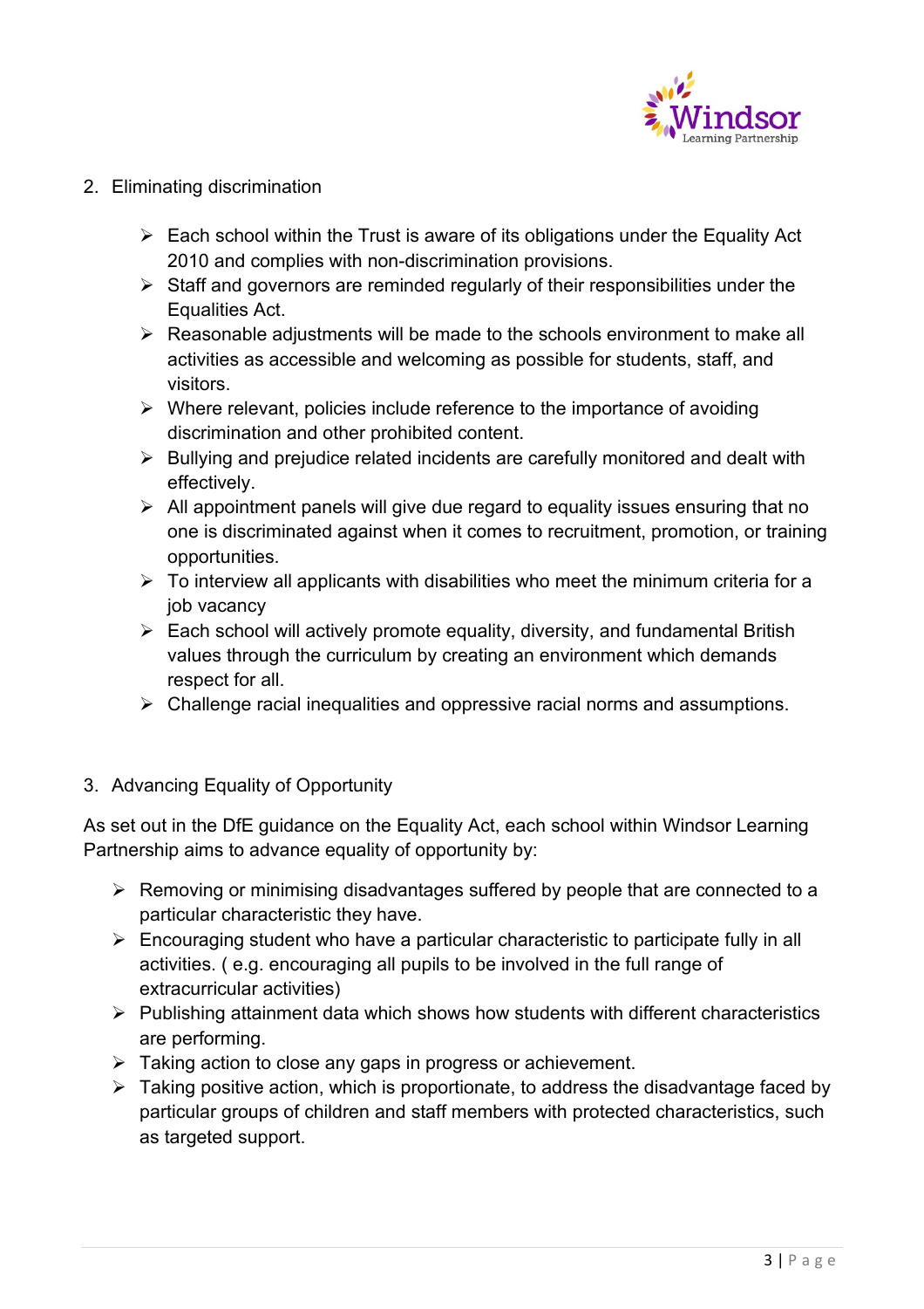2. Eliminating discrimination

- Each school within the Trust is aware of its obligations under the Equality Act 2010 and complies with non-discrimination provisions.
- Staff and governors are reminded regularly of their responsibilities under the Equalities Act.
- Reasonable adjustments will be made to the schools environment to make all activities as accessible and welcoming as possible for students, staff, and visitors.
- Where relevant, policies include reference to the importance of avoiding discrimination and other prohibited content.
- Bullying and prejudice related incidents are carefully monitored and dealt with effectively.
- All appointment panels will give due regard to equality issues ensuring that no one is discriminated against when it comes to recruitment, promotion, or training opportunities.
- To interview all applicants with disabilities who meet the minimum criteria for a job vacancy
- Each school will actively promote equality, diversity, and fundamental British values through the curriculum by creating an environment which demands respect for all.
- Challenge racial inequalities and oppressive racial norms and assumptions.

3. Advancing Equality of Opportunity

As set out in the DfE guidance on the Equality Act, each school within Windsor Learning Partnership aims to advance equality of opportunity by:

- Removing or minimising disadvantages suffered by people that are connected to a particular characteristic they have.
- Encouraging student who have a particular characteristic to participate fully in all activities. ( e.g. encouraging all pupils to be involved in the full range of extracurricular activities)
- Publishing attainment data which shows how students with different characteristics are performing.
- Taking action to close any gaps in progress or achievement.
- Taking positive action, which is proportionate, to address the disadvantage faced by particular groups of children and staff members with protected characteristics, such as targeted support.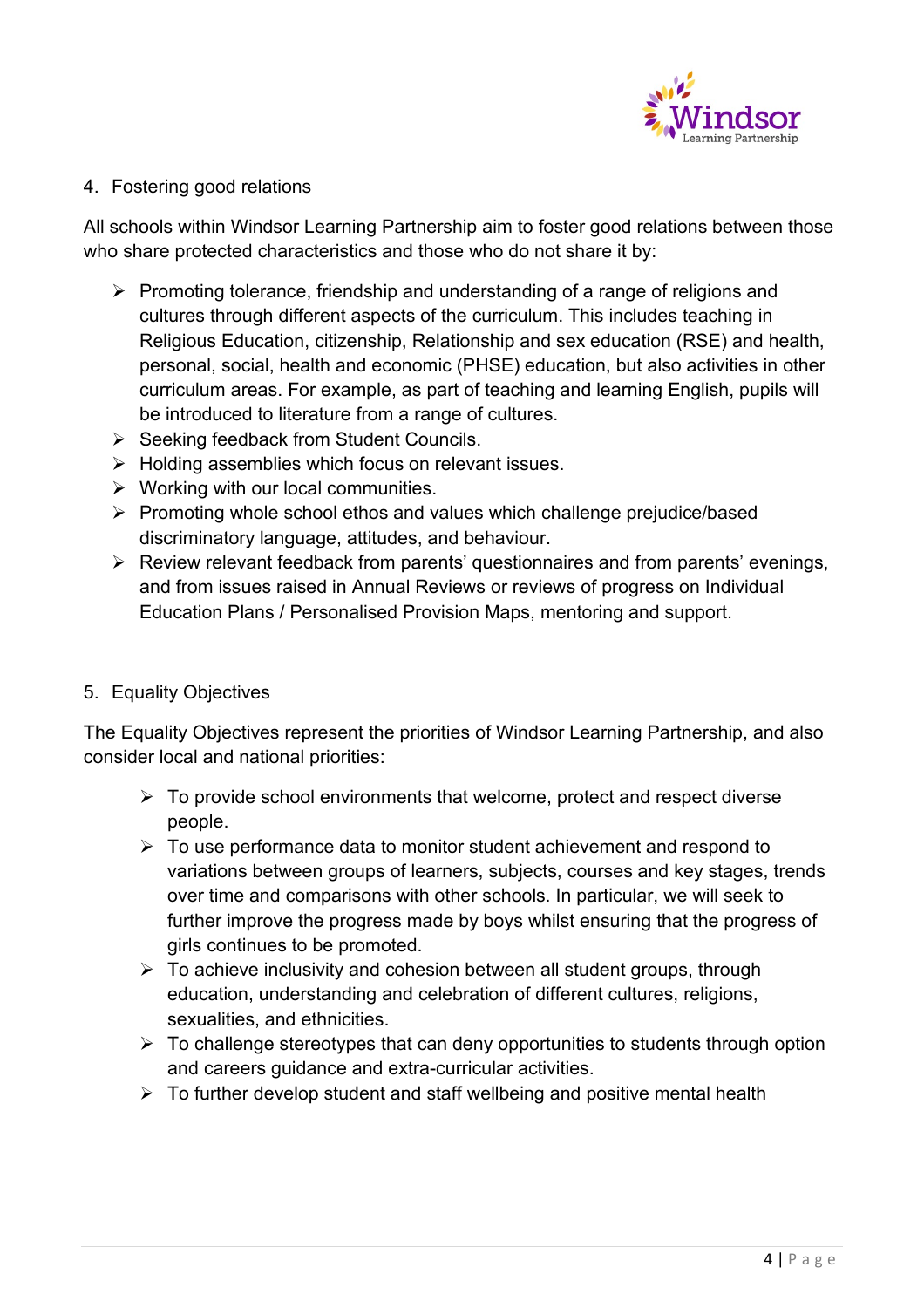## 4. Fostering good relations

All schools within Windsor Learning Partnership aim to foster good relations between those who share protected characteristics and those who do not share it by:

- Promoting tolerance, friendship and understanding of a range of religions and cultures through different aspects of the curriculum. This includes teaching in Religious Education, citizenship, Relationship and sex education (RSE) and health, personal, social, health and economic (PHSE) education, but also activities in other curriculum areas. For example, as part of teaching and learning English, pupils will be introduced to literature from a range of cultures.
- Seeking feedback from Student Councils.
- Holding assemblies which focus on relevant issues.
- Working with our local communities.
- Promoting whole school ethos and values which challenge prejudice/based discriminatory language, attitudes, and behaviour.
- Review relevant feedback from parents' questionnaires and from parents' evenings, and from issues raised in Annual Reviews or reviews of progress on Individual Education Plans / Personalised Provision Maps, mentoring and support.

## 5. Equality Objectives

The Equality Objectives represent the priorities of Windsor Learning Partnership, and also consider local and national priorities:

- To provide school environments that welcome, protect and respect diverse people.
- To use performance data to monitor student achievement and respond to variations between groups of learners, subjects, courses and key stages, trends over time and comparisons with other schools. In particular, we will seek to further improve the progress made by boys whilst ensuring that the progress of girls continues to be promoted.
- To achieve inclusivity and cohesion between all student groups, through education, understanding and celebration of different cultures, religions, sexualities, and ethnicities.
- To challenge stereotypes that can deny opportunities to students through option and careers guidance and extra-curricular activities.
- To further develop student and staff wellbeing and positive mental health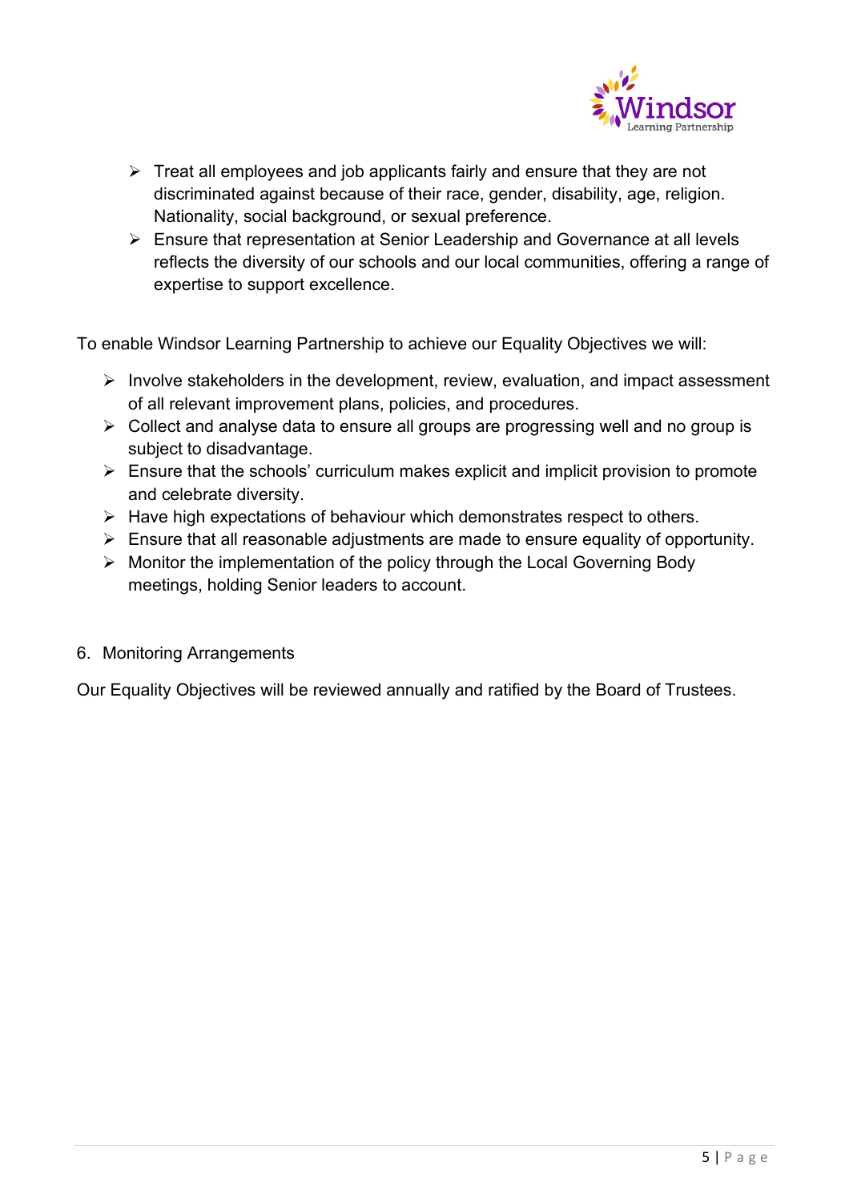- Treat all employees and job applicants fairly and ensure that they are not discriminated against because of their race, gender, disability, age, religion. Nationality, social background, or sexual preference.
- Ensure that representation at Senior Leadership and Governance at all levels reflects the diversity of our schools and our local communities, offering a range of expertise to support excellence.

To enable Windsor Learning Partnership to achieve our Equality Objectives we will:

- Involve stakeholders in the development, review, evaluation, and impact assessment of all relevant improvement plans, policies, and procedures.
- Collect and analyse data to ensure all groups are progressing well and no group is subject to disadvantage.
- Ensure that the schools' curriculum makes explicit and implicit provision to promote and celebrate diversity.
- Have high expectations of behaviour which demonstrates respect to others.
- Ensure that all reasonable adjustments are made to ensure equality of opportunity.
- Monitor the implementation of the policy through the Local Governing Body meetings, holding Senior leaders to account.

## 6. Monitoring Arrangements

Our Equality Objectives will be reviewed annually and ratified by the Board of Trustees.